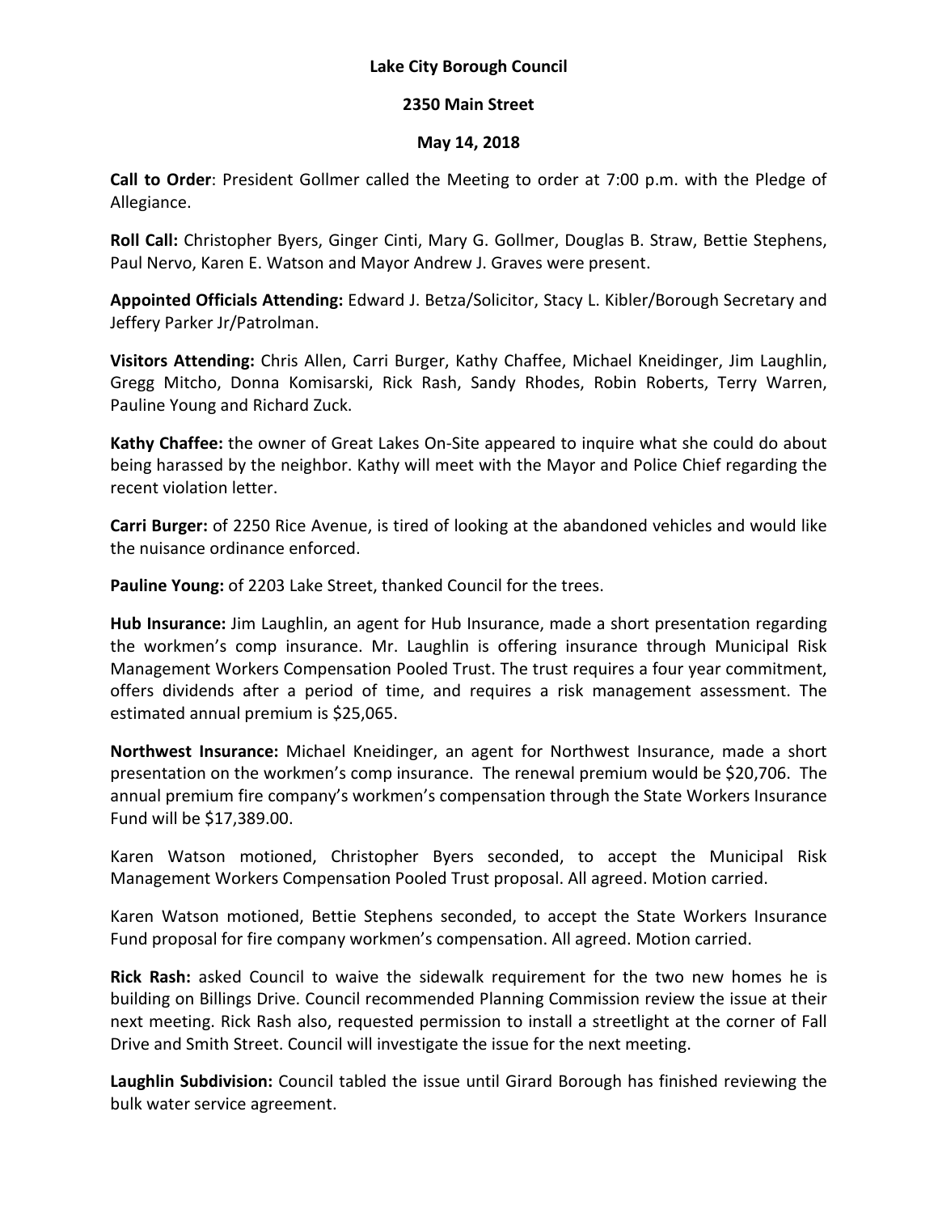**Lake City Borough Council**

**2350 Main Street**

**May 14, 2018**

**Call to Order**: President Gollmer called the Meeting to order at 7:00 p.m. with the Pledge of Allegiance.

**Roll Call:** Christopher Byers, Ginger Cinti, Mary G. Gollmer, Douglas B. Straw, Bettie Stephens, Paul Nervo, Karen E. Watson and Mayor Andrew J. Graves were present.

**Appointed Officials Attending:** Edward J. Betza/Solicitor, Stacy L. Kibler/Borough Secretary and Jeffery Parker Jr/Patrolman.

**Visitors Attending:** Chris Allen, Carri Burger, Kathy Chaffee, Michael Kneidinger, Jim Laughlin, Gregg Mitcho, Donna Komisarski, Rick Rash, Sandy Rhodes, Robin Roberts, Terry Warren, Pauline Young and Richard Zuck.

**Kathy Chaffee:** the owner of Great Lakes On-Site appeared to inquire what she could do about being harassed by the neighbor. Kathy will meet with the Mayor and Police Chief regarding the recent violation letter.

**Carri Burger:** of 2250 Rice Avenue, is tired of looking at the abandoned vehicles and would like the nuisance ordinance enforced.

**Pauline Young:** of 2203 Lake Street, thanked Council for the trees.

**Hub Insurance:** Jim Laughlin, an agent for Hub Insurance, made a short presentation regarding the workmen's comp insurance. Mr. Laughlin is offering insurance through Municipal Risk Management Workers Compensation Pooled Trust. The trust requires a four year commitment, offers dividends after a period of time, and requires a risk management assessment. The estimated annual premium is $25,065.

**Northwest Insurance:** Michael Kneidinger, an agent for Northwest Insurance, made a short presentation on the workmen's comp insurance. The renewal premium would be $20,706. The annual premium fire company's workmen's compensation through the State Workers Insurance Fund will be $17,389.00.

Karen Watson motioned, Christopher Byers seconded, to accept the Municipal Risk Management Workers Compensation Pooled Trust proposal. All agreed. Motion carried.

Karen Watson motioned, Bettie Stephens seconded, to accept the State Workers Insurance Fund proposal for fire company workmen's compensation. All agreed. Motion carried.

**Rick Rash:** asked Council to waive the sidewalk requirement for the two new homes he is building on Billings Drive. Council recommended Planning Commission review the issue at their next meeting. Rick Rash also, requested permission to install a streetlight at the corner of Fall Drive and Smith Street. Council will investigate the issue for the next meeting.

**Laughlin Subdivision:** Council tabled the issue until Girard Borough has finished reviewing the bulk water service agreement.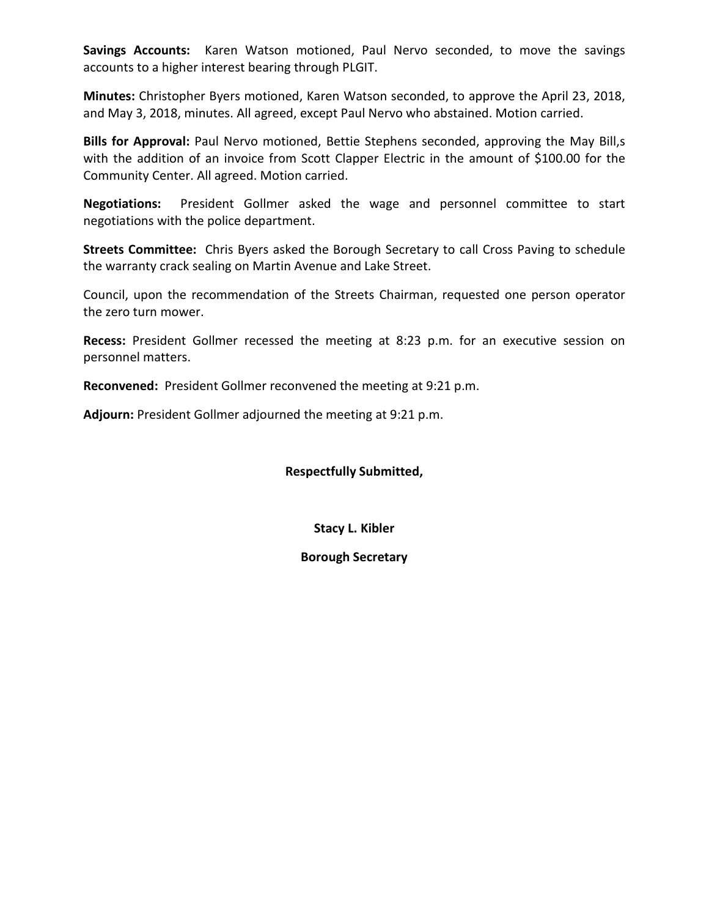**Savings Accounts:** Karen Watson motioned, Paul Nervo seconded, to move the savings accounts to a higher interest bearing through PLGIT.

**Minutes:** Christopher Byers motioned, Karen Watson seconded, to approve the April 23, 2018, and May 3, 2018, minutes. All agreed, except Paul Nervo who abstained. Motion carried.

**Bills for Approval:** Paul Nervo motioned, Bettie Stephens seconded, approving the May Bill,s with the addition of an invoice from Scott Clapper Electric in the amount of $100.00 for the Community Center. All agreed. Motion carried.

**Negotiations:** President Gollmer asked the wage and personnel committee to start negotiations with the police department.

**Streets Committee:** Chris Byers asked the Borough Secretary to call Cross Paving to schedule the warranty crack sealing on Martin Avenue and Lake Street.

Council, upon the recommendation of the Streets Chairman, requested one person operator the zero turn mower.

**Recess:** President Gollmer recessed the meeting at 8:23 p.m. for an executive session on personnel matters.

**Reconvened:** President Gollmer reconvened the meeting at 9:21 p.m.

**Adjourn:** President Gollmer adjourned the meeting at 9:21 p.m.

**Respectfully Submitted,**

**Stacy L. Kibler**

**Borough Secretary**